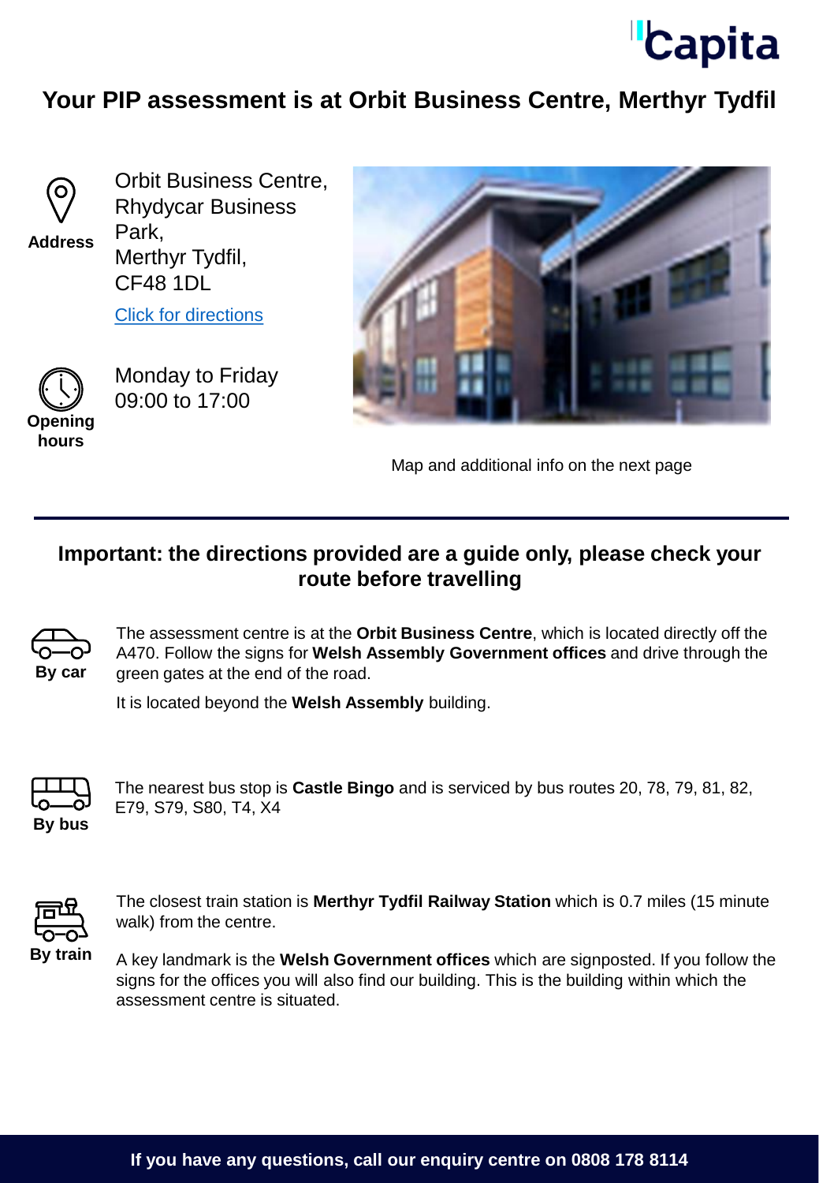# Your PIP assessment is at Orbit Business Centre, Merthyr Tydfil

**Address**

Orbit Business Centre,
Rhydycar Business Park,
Merthyr Tydfil,
CF48 1DL

[Click for directions]

**Opening hours**

Monday to Friday
09:00 to 17:00

Map and additional info on the next page

---

## Important: the directions provided are a guide only, please check your route before travelling

**By car**

The assessment centre is at the **Orbit Business Centre**, which is located directly off the A470. Follow the signs for **Welsh Assembly Government offices** and drive through the green gates at the end of the road.

It is located beyond the **Welsh Assembly** building.

**By bus**

The nearest bus stop is **Castle Bingo** and is serviced by bus routes 20, 78, 79, 81, 82, E79, S79, S80, T4, X4

**By train**

The closest train station is **Merthyr Tydfil Railway Station** which is 0.7 miles (15 minute walk) from the centre.

A key landmark is the **Welsh Government offices** which are signposted. If you follow the signs for the offices you will also find our building. This is the building within which the assessment centre is situated.

**If you have any questions, call our enquiry centre on 0808 178 8114**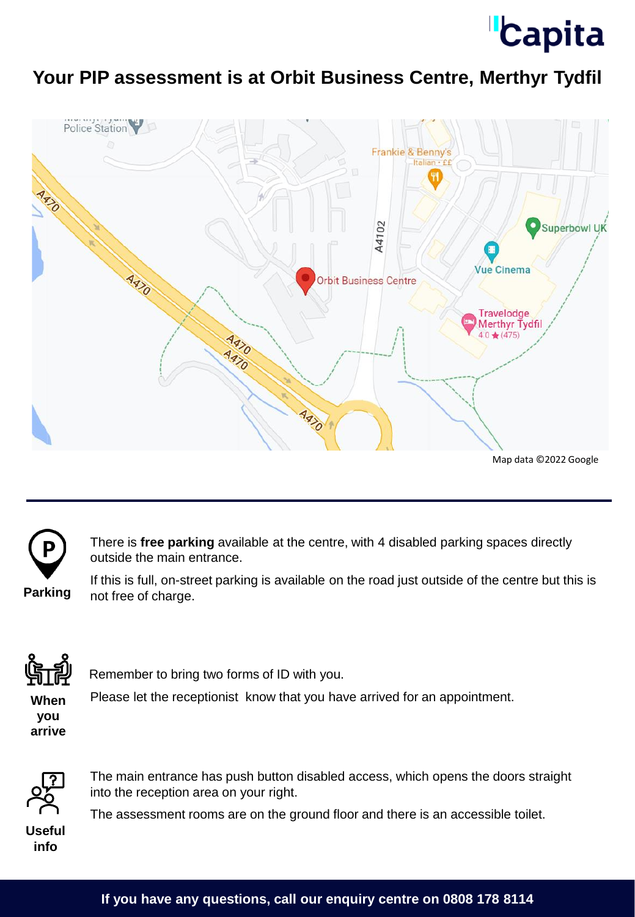# Your PIP assessment is at Orbit Business Centre, Merthyr Tydfil

Map data ©2022 Google

**Parking**

There is **free parking** available at the centre, with 4 disabled parking spaces directly outside the main entrance.

If this is full, on-street parking is available on the road just outside of the centre but this is not free of charge.

**When you arrive**

Remember to bring two forms of ID with you.

Please let the receptionist know that you have arrived for an appointment.

**Useful info**

The main entrance has push button disabled access, which opens the doors straight into the reception area on your right.

The assessment rooms are on the ground floor and there is an accessible toilet.

**If you have any questions, call our enquiry centre on 0808 178 8114**